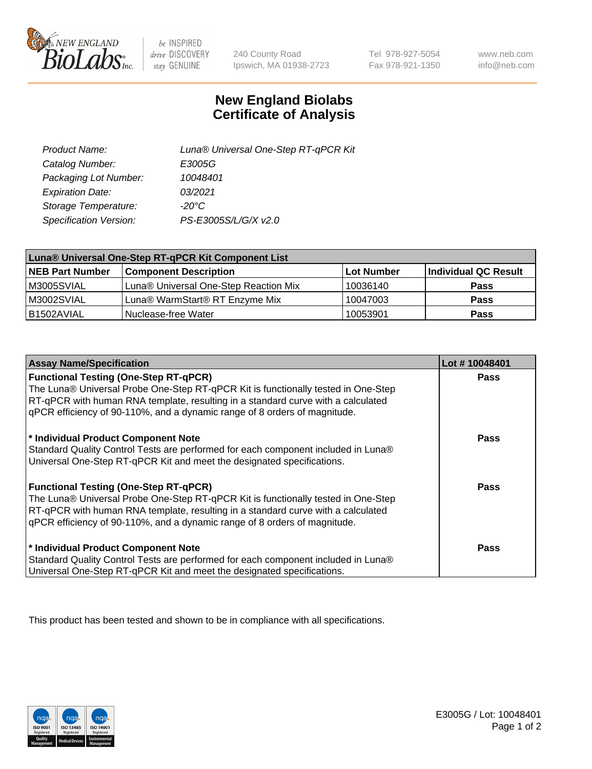# New England Biolabs Certificate of Analysis

| | |
|---|---|
| *Product Name:* | *Luna® Universal One-Step RT-qPCR Kit* |
| *Catalog Number:* | *E3005G* |
| *Packaging Lot Number:* | *10048401* |
| *Expiration Date:* | *03/2021* |
| *Storage Temperature:* | *-20°C* |
| *Specification Version:* | *PS-E3005S/L/G/X v2.0* |

| Luna® Universal One-Step RT-qPCR Kit Component List | | | |
|---|---|---|---|
| **NEB Part Number** | **Component Description** | **Lot Number** | **Individual QC Result** |
| M3005SVIAL | Luna® Universal One-Step Reaction Mix | 10036140 | **Pass** |
| M3002SVIAL | Luna® WarmStart® RT Enzyme Mix | 10047003 | **Pass** |
| B1502AVIAL | Nuclease-free Water | 10053901 | **Pass** |

| Assay Name/Specification | Lot # 10048401 |
|---|---|
| **Functional Testing (One-Step RT-qPCR)**<br>The Luna® Universal Probe One-Step RT-qPCR Kit is functionally tested in One-Step RT-qPCR with human RNA template, resulting in a standard curve with a calculated qPCR efficiency of 90-110%, and a dynamic range of 8 orders of magnitude. | **Pass** |
| **\* Individual Product Component Note**<br>Standard Quality Control Tests are performed for each component included in Luna® Universal One-Step RT-qPCR Kit and meet the designated specifications. | **Pass** |
| **Functional Testing (One-Step RT-qPCR)**<br>The Luna® Universal Probe One-Step RT-qPCR Kit is functionally tested in One-Step RT-qPCR with human RNA template, resulting in a standard curve with a calculated qPCR efficiency of 90-110%, and a dynamic range of 8 orders of magnitude. | **Pass** |
| **\* Individual Product Component Note**<br>Standard Quality Control Tests are performed for each component included in Luna® Universal One-Step RT-qPCR Kit and meet the designated specifications. | **Pass** |

This product has been tested and shown to be in compliance with all specifications.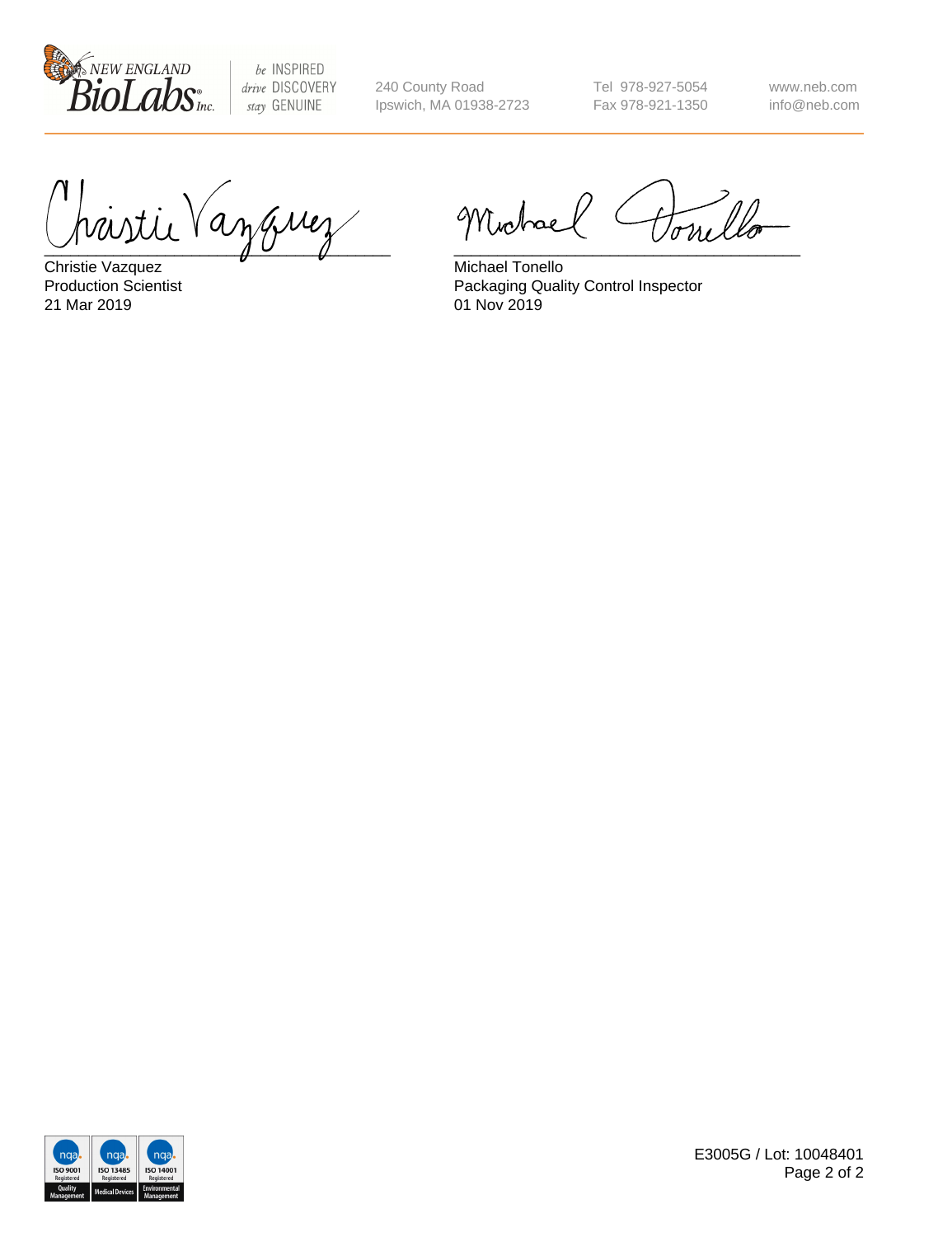be INSPIRED
drive DISCOVERY
stay GENUINE

240 County Road
Ipswich, MA 01938-2723

Tel 978-927-5054
Fax 978-921-1350

www.neb.com
info@neb.com

Christie Vazquez
Production Scientist
21 Mar 2019

Michael Tonello
Packaging Quality Control Inspector
01 Nov 2019

E3005G / Lot: 10048401